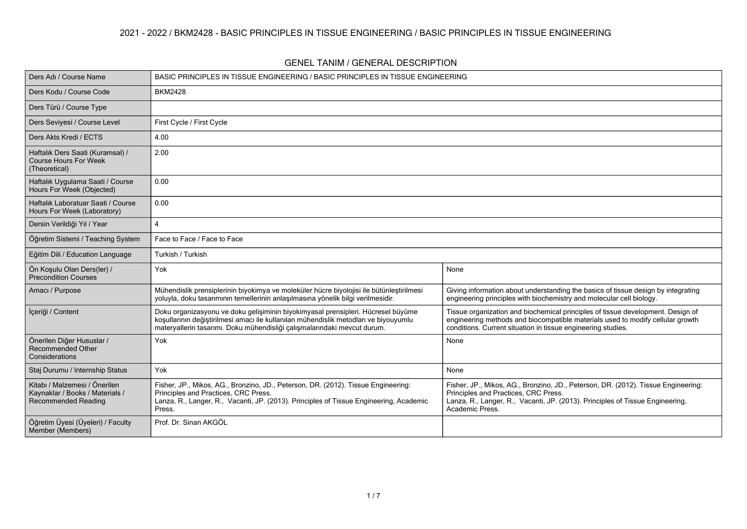## 2021 - 2022 / BKM2428 - BASIC PRINCIPLES IN TISSUE ENGINEERING / BASIC PRINCIPLES IN TISSUE ENGINEERING

### GENEL TANIM / GENERAL DESCRIPTION

| | | |
|---|---|---|
| Ders Adı / Course Name | BASIC PRINCIPLES IN TISSUE ENGINEERING / BASIC PRINCIPLES IN TISSUE ENGINEERING | |
| Ders Kodu / Course Code | BKM2428 | |
| Ders Türü / Course Type | | |
| Ders Seviyesi / Course Level | First Cycle / First Cycle | |
| Ders Akts Kredi / ECTS | 4.00 | |
| Haftalık Ders Saati (Kuramsal) / Course Hours For Week (Theoretical) | 2.00 | |
| Haftalık Uygulama Saati / Course Hours For Week (Objected) | 0.00 | |
| Haftalık Laboratuar Saati / Course Hours For Week (Laboratory) | 0.00 | |
| Dersin Verildiği Yıl / Year | 4 | |
| Öğretim Sistemi / Teaching System | Face to Face / Face to Face | |
| Eğitim Dili / Education Language | Turkish / Turkish | |
| Ön Koşulu Olan Ders(ler) / Precondition Courses | Yok | None |
| Amacı / Purpose | Mühendislik prensiplerinin biyokimya ve moleküler hücre biyolojisi ile bütünleştirilmesi yoluyla, doku tasarımının temellerinin anlaşılmasına yönelik bilgi verilmesidir. | Giving information about understanding the basics of tissue design by integrating engineering principles with biochemistry and molecular cell biology. |
| İçeriği / Content | Doku organizasyonu ve doku gelişiminin biyokimyasal prensipleri. Hücresel büyüme koşullarının değiştirilmesi amacı ile kullanılan mühendislik metodları ve biyouyumlu materyallerin tasarımı. Doku mühendisliği çalışmalarındaki mevcut durum. | Tissue organization and biochemical principles of tissue development. Design of engineering methods and biocompatible materials used to modify cellular growth conditions. Current situation in tissue engineering studies. |
| Önerilen Diğer Hususlar / Recommended Other Considerations | Yok | None |
| Staj Durumu / Internship Status | Yok | None |
| Kitabı / Malzemesi / Önerilen Kaynaklar / Books / Materials / Recommended Reading | Fisher, JP., Mikos, AG., Bronzino, JD., Peterson, DR. (2012). Tissue Engineering: Principles and Practices, CRC Press.<br>Lanza, R., Langer, R., Vacanti, JP. (2013). Principles of Tissue Engineering, Academic Press. | Fisher, JP., Mikos, AG., Bronzino, JD., Peterson, DR. (2012). Tissue Engineering: Principles and Practices, CRC Press.<br>Lanza, R., Langer, R., Vacanti, JP. (2013). Principles of Tissue Engineering, Academic Press. |
| Öğretim Üyesi (Üyeleri) / Faculty Member (Members) | Prof. Dr. Sinan AKGÖL | |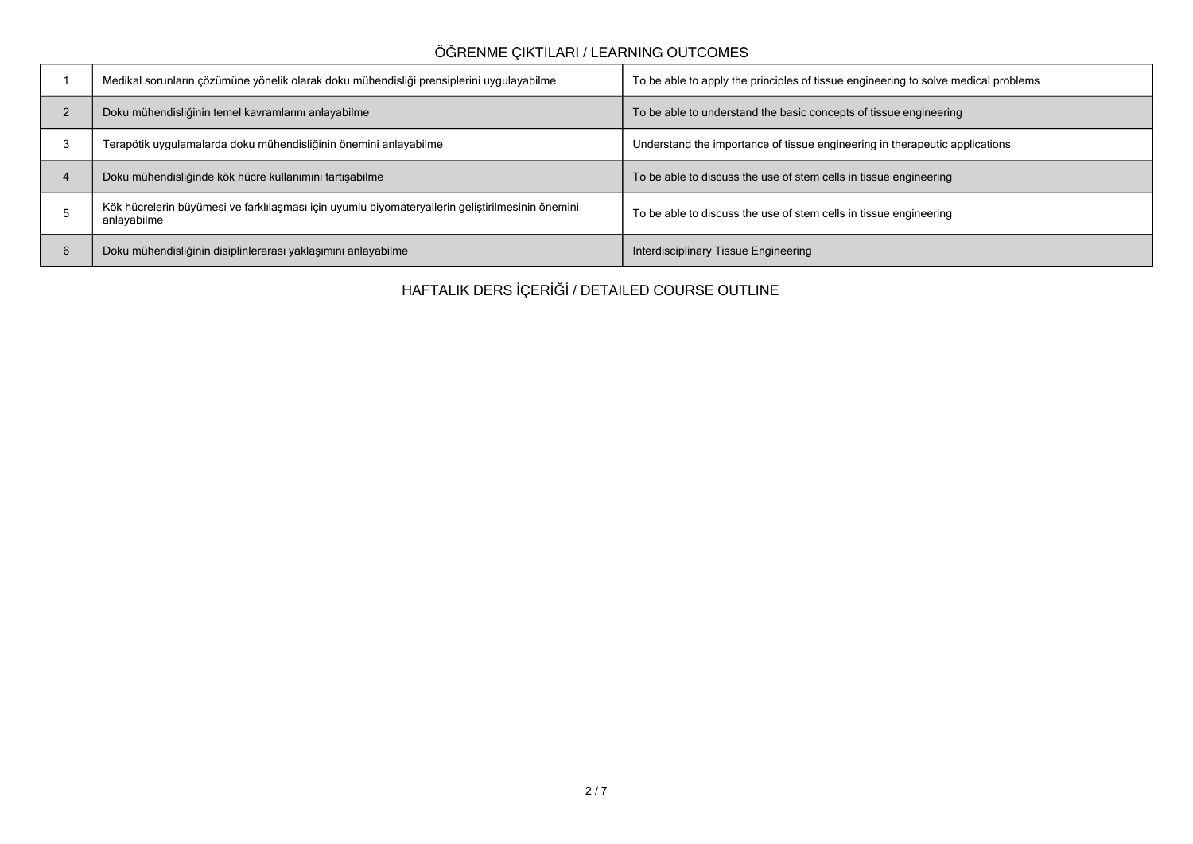## ÖĞRENME ÇIKTILARI / LEARNING OUTCOMES

| | | |
|---|---|---|
| 1 | Medikal sorunların çözümüne yönelik olarak doku mühendisliği prensiplerini uygulayabilme | To be able to apply the principles of tissue engineering to solve medical problems |
| 2 | Doku mühendisliğinin temel kavramlarını anlayabilme | To be able to understand the basic concepts of tissue engineering |
| 3 | Terapötik uygulamalarda doku mühendisliğinin önemini anlayabilme | Understand the importance of tissue engineering in therapeutic applications |
| 4 | Doku mühendisliğinde kök hücre kullanımını tartışabilme | To be able to discuss the use of stem cells in tissue engineering |
| 5 | Kök hücrelerin büyümesi ve farklılaşması için uyumlu biyomateryallerin geliştirilmesinin önemini anlayabilme | To be able to discuss the use of stem cells in tissue engineering |
| 6 | Doku mühendisliğinin disiplinlerarası yaklaşımını anlayabilme | Interdisciplinary Tissue Engineering |

## HAFTALIK DERS İÇERİĞİ / DETAILED COURSE OUTLINE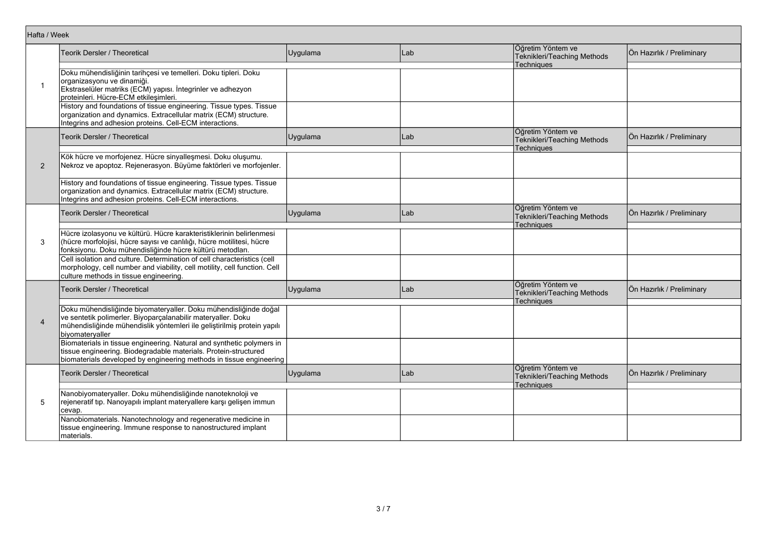| Hafta / Week | Teorik Dersler / Theoretical | Uygulama | Lab | Öğretim Yöntem ve Teknikleri/Teaching Methods Techniques | Ön Hazırlık / Preliminary |
|---|---|---|---|---|---|
| 1 | Doku mühendisliğinin tarihçesi ve temelleri. Doku tipleri. Doku organizasyonu ve dinamiği. Ekstraselüler matriks (ECM) yapısı. İntegrinler ve adhezyon proteinleri. Hücre-ECM etkileşimleri. | | | | |
| | History and foundations of tissue engineering. Tissue types. Tissue organization and dynamics. Extracellular matrix (ECM) structure. Integrins and adhesion proteins. Cell-ECM interactions. | | | | |
| 2 | Kök hücre ve morfojenez. Hücre sinyalleşmesi. Doku oluşumu. Nekroz ve apoptoz. Rejenerasyon. Büyüme faktörleri ve morfojenler. | | | | |
| | History and foundations of tissue engineering. Tissue types. Tissue organization and dynamics. Extracellular matrix (ECM) structure. Integrins and adhesion proteins. Cell-ECM interactions. | | | | |
| 3 | Hücre izolasyonu ve kültürü. Hücre karakteristiklerinin belirlenmesi (hücre morfolojisi, hücre sayısı ve canlılığı, hücre motilitesi, hücre fonksiyonu. Doku mühendisliğinde hücre kültürü metodları. | | | | |
| | Cell isolation and culture. Determination of cell characteristics (cell morphology, cell number and viability, cell motility, cell function. Cell culture methods in tissue engineering. | | | | |
| 4 | Doku mühendisliğinde biyomateryaller. Doku mühendisliğinde doğal ve sentetik polimerler. Biyoparçalanabilir materyaller. Doku mühendisliğinde mühendislik yöntemleri ile geliştirilmiş protein yapılı biyomateryaller | | | | |
| | Biomaterials in tissue engineering. Natural and synthetic polymers in tissue engineering. Biodegradable materials. Protein-structured biomaterials developed by engineering methods in tissue engineering | | | | |
| 5 | Nanobiyomateryaller. Doku mühendisliğinde nanoteknoloji ve rejeneratif tıp. Nanoyapılı implant materyallere karşı gelişen immun cevap. | | | | |
| | Nanobiomaterials. Nanotechnology and regenerative medicine in tissue engineering. Immune response to nanostructured implant materials. | | | | |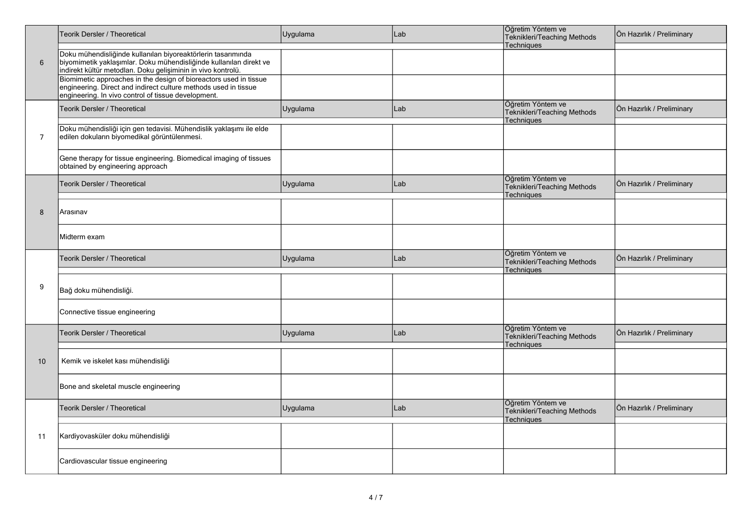| | Teorik Dersler / Theoretical | Uygulama | Lab | Öğretim Yöntem ve Teknikleri/Teaching Methods Techniques | Ön Hazırlık / Preliminary |
|---|---|---|---|---|---|
| 6 | Doku mühendisliğinde kullanılan biyoreaktörlerin tasarımında biyomimetik yaklaşımlar. Doku mühendisliğinde kullanılan direkt ve indirekt kültür metodları. Doku gelişiminin in vivo kontrolü. | | | | |
| | Biomimetic approaches in the design of bioreactors used in tissue engineering. Direct and indirect culture methods used in tissue engineering. In vivo control of tissue development. | | | | |
| | Teorik Dersler / Theoretical | Uygulama | Lab | Öğretim Yöntem ve Teknikleri/Teaching Methods Techniques | Ön Hazırlık / Preliminary |
| 7 | Doku mühendisliği için gen tedavisi. Mühendislik yaklaşımı ile elde edilen dokuların biyomedikal görüntülenmesi. | | | | |
| | Gene therapy for tissue engineering. Biomedical imaging of tissues obtained by engineering approach | | | | |
| | Teorik Dersler / Theoretical | Uygulama | Lab | Öğretim Yöntem ve Teknikleri/Teaching Methods Techniques | Ön Hazırlık / Preliminary |
| 8 | Arasınav | | | | |
| | Midterm exam | | | | |
| | Teorik Dersler / Theoretical | Uygulama | Lab | Öğretim Yöntem ve Teknikleri/Teaching Methods Techniques | Ön Hazırlık / Preliminary |
| 9 | Bağ doku mühendisliği. | | | | |
| | Connective tissue engineering | | | | |
| | Teorik Dersler / Theoretical | Uygulama | Lab | Öğretim Yöntem ve Teknikleri/Teaching Methods Techniques | Ön Hazırlık / Preliminary |
| 10 | Kemik ve iskelet kası mühendisliği | | | | |
| | Bone and skeletal muscle engineering | | | | |
| | Teorik Dersler / Theoretical | Uygulama | Lab | Öğretim Yöntem ve Teknikleri/Teaching Methods Techniques | Ön Hazırlık / Preliminary |
| 11 | Kardiyovasküler doku mühendisliği | | | | |
| | Cardiovascular tissue engineering | | | | |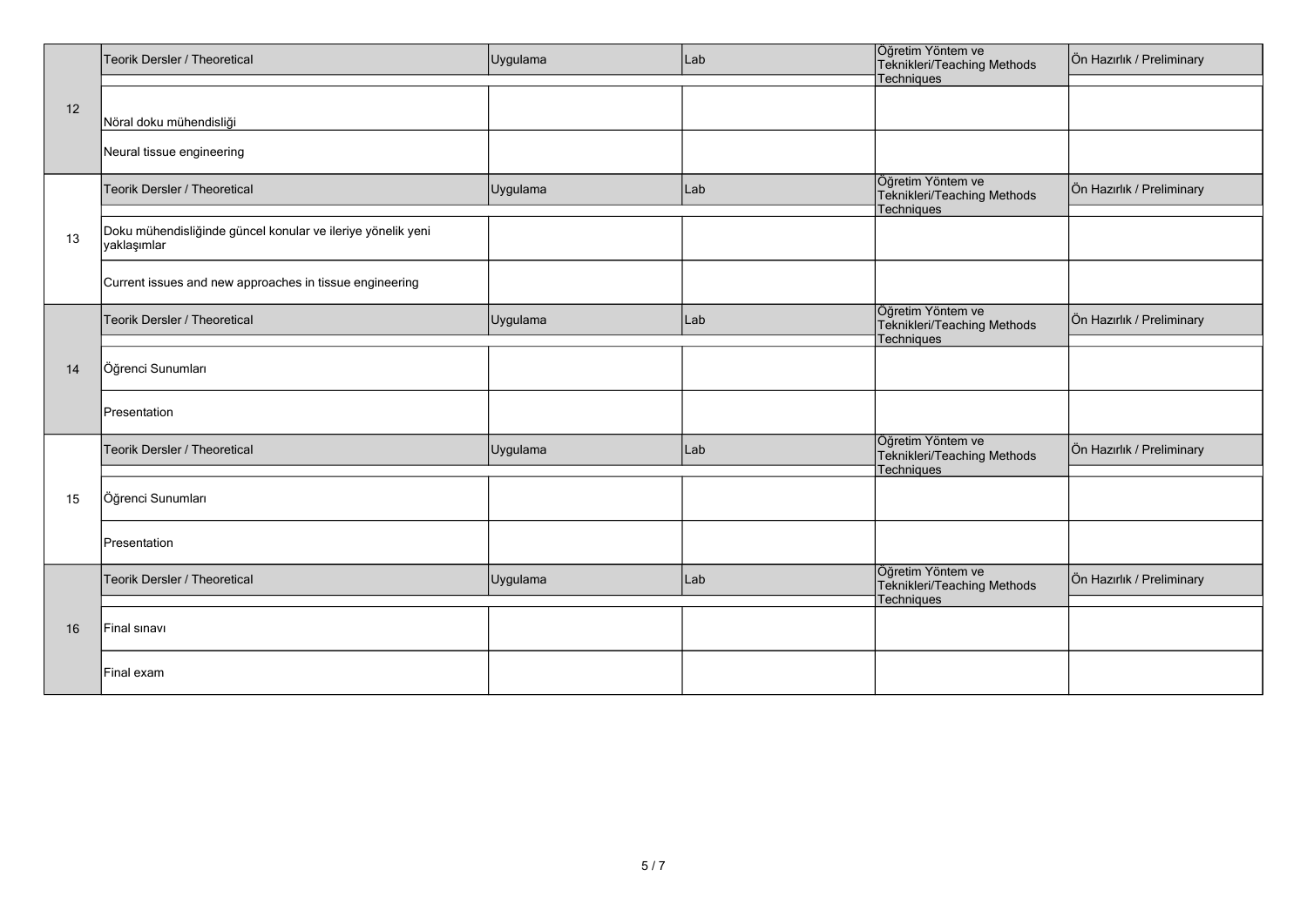| | Teorik Dersler / Theoretical | Uygulama | Lab | Öğretim Yöntem ve Teknikleri/Teaching Methods Techniques | Ön Hazırlık / Preliminary |
|---|---|---|---|---|---|
| 12 | Nöral doku mühendisliği | | | | |
| | Neural tissue engineering | | | | |
| | Teorik Dersler / Theoretical | Uygulama | Lab | Öğretim Yöntem ve Teknikleri/Teaching Methods Techniques | Ön Hazırlık / Preliminary |
| 13 | Doku mühendisliğinde güncel konular ve ileriye yönelik yeni yaklaşımlar | | | | |
| | Current issues and new approaches in tissue engineering | | | | |
| | Teorik Dersler / Theoretical | Uygulama | Lab | Öğretim Yöntem ve Teknikleri/Teaching Methods Techniques | Ön Hazırlık / Preliminary |
| 14 | Öğrenci Sunumları | | | | |
| | Presentation | | | | |
| | Teorik Dersler / Theoretical | Uygulama | Lab | Öğretim Yöntem ve Teknikleri/Teaching Methods Techniques | Ön Hazırlık / Preliminary |
| 15 | Öğrenci Sunumları | | | | |
| | Presentation | | | | |
| | Teorik Dersler / Theoretical | Uygulama | Lab | Öğretim Yöntem ve Teknikleri/Teaching Methods Techniques | Ön Hazırlık / Preliminary |
| 16 | Final sınavı | | | | |
| | Final exam | | | | |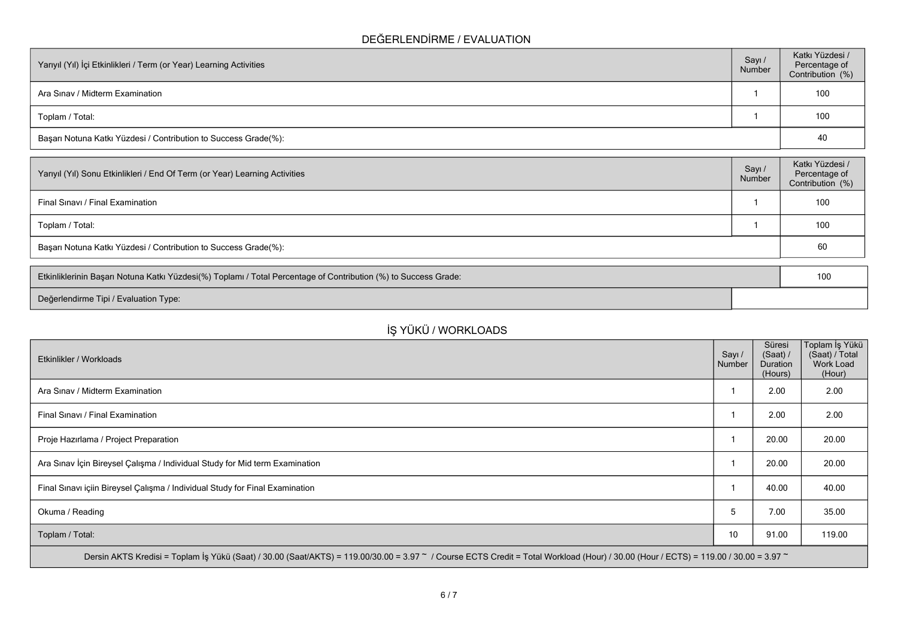## DEĞERLENDİRME / EVALUATION

| Yarıyıl (Yıl) İçi Etkinlikleri / Term (or Year) Learning Activities | Sayı / Number | Katkı Yüzdesi / Percentage of Contribution (%) |
|---|---|---|
| Ara Sınav / Midterm Examination | 1 | 100 |
| Toplam / Total: | 1 | 100 |
| Başarı Notuna Katkı Yüzdesi / Contribution to Success Grade(%): | | 40 |

| Yarıyıl (Yıl) Sonu Etkinlikleri / End Of Term (or Year) Learning Activities | Sayı / Number | Katkı Yüzdesi / Percentage of Contribution (%) |
|---|---|---|
| Final Sınavı / Final Examination | 1 | 100 |
| Toplam / Total: | 1 | 100 |
| Başarı Notuna Katkı Yüzdesi / Contribution to Success Grade(%): | | 60 |

| | |
|---|---|
| Etkinliklerinin Başarı Notuna Katkı Yüzdesi(%) Toplamı / Total Percentage of Contribution (%) to Success Grade: | 100 |
| Değerlendirme Tipi / Evaluation Type: | |

## İŞ YÜKÜ / WORKLOADS

| Etkinlikler / Workloads | Sayı / Number | Süresi (Saat) / Duration (Hours) | Toplam İş Yükü (Saat) / Total Work Load (Hour) |
|---|---|---|---|
| Ara Sınav / Midterm Examination | 1 | 2.00 | 2.00 |
| Final Sınavı / Final Examination | 1 | 2.00 | 2.00 |
| Proje Hazırlama / Project Preparation | 1 | 20.00 | 20.00 |
| Ara Sınav İçin Bireysel Çalışma / Individual Study for Mid term Examination | 1 | 20.00 | 20.00 |
| Final Sınavı içiin Bireysel Çalışma / Individual Study for Final Examination | 1 | 40.00 | 40.00 |
| Okuma / Reading | 5 | 7.00 | 35.00 |
| Toplam / Total: | 10 | 91.00 | 119.00 |

Dersin AKTS Kredisi = Toplam İş Yükü (Saat) / 30.00 (Saat/AKTS) = 119.00/30.00 = 3.97 ~ / Course ECTS Credit = Total Workload (Hour) / 30.00 (Hour / ECTS) = 119.00 / 30.00 = 3.97 ~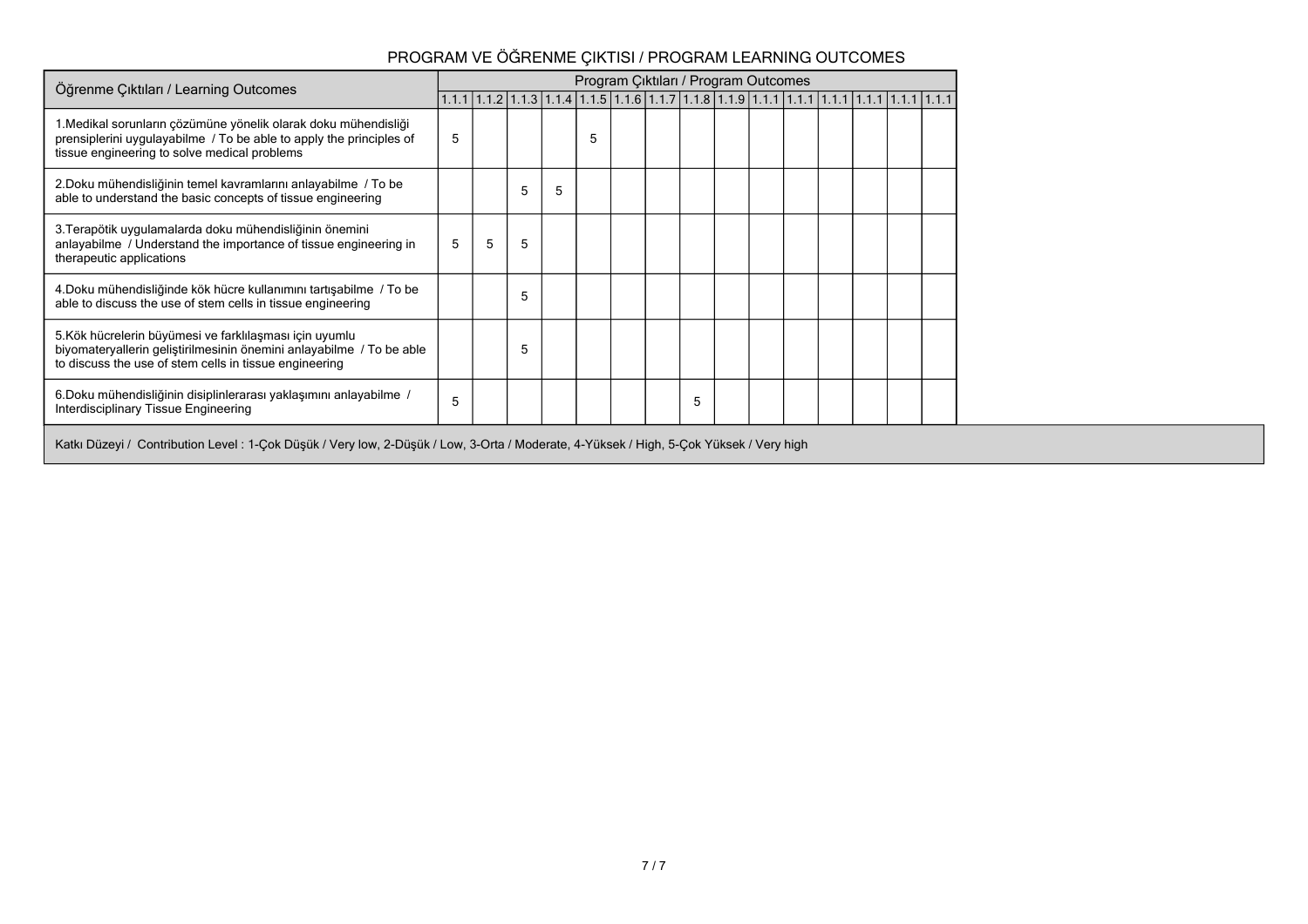# PROGRAM VE ÖĞRENME ÇIKTISI / PROGRAM LEARNING OUTCOMES

| Öğrenme Çıktıları / Learning Outcomes | Program Çıktıları / Program Outcomes | | | | | | | | | | | | | | |
|---|---|---|---|---|---|---|---|---|---|---|---|---|---|---|---|
| | 1.1.1 | 1.1.2 | 1.1.3 | 1.1.4 | 1.1.5 | 1.1.6 | 1.1.7 | 1.1.8 | 1.1.9 | 1.1.1 | 1.1.1 | 1.1.1 | 1.1.1 | 1.1.1 | 1.1.1 |
| 1.Medikal sorunların çözümüne yönelik olarak doku mühendisliği prensiplerini uygulayabilme / To be able to apply the principles of tissue engineering to solve medical problems | 5 | | | | 5 | | | | | | | | | | |
| 2.Doku mühendisliğinin temel kavramlarını anlayabilme / To be able to understand the basic concepts of tissue engineering | | | 5 | 5 | | | | | | | | | | | |
| 3.Terapötik uygulamalarda doku mühendisliğinin önemini anlayabilme / Understand the importance of tissue engineering in therapeutic applications | 5 | 5 | 5 | | | | | | | | | | | | |
| 4.Doku mühendisliğinde kök hücre kullanımını tartışabilme / To be able to discuss the use of stem cells in tissue engineering | | | 5 | | | | | | | | | | | | |
| 5.Kök hücrelerin büyümesi ve farklılaşması için uyumlu biyomateryallerin geliştirilmesinin önemini anlayabilme / To be able to discuss the use of stem cells in tissue engineering | | | 5 | | | | | | | | | | | | |
| 6.Doku mühendisliğinin disiplinlerarası yaklaşımını anlayabilme / Interdisciplinary Tissue Engineering | 5 | | | | | | | 5 | | | | | | | |

Katkı Düzeyi / Contribution Level : 1-Çok Düşük / Very low, 2-Düşük / Low, 3-Orta / Moderate, 4-Yüksek / High, 5-Çok Yüksek / Very high